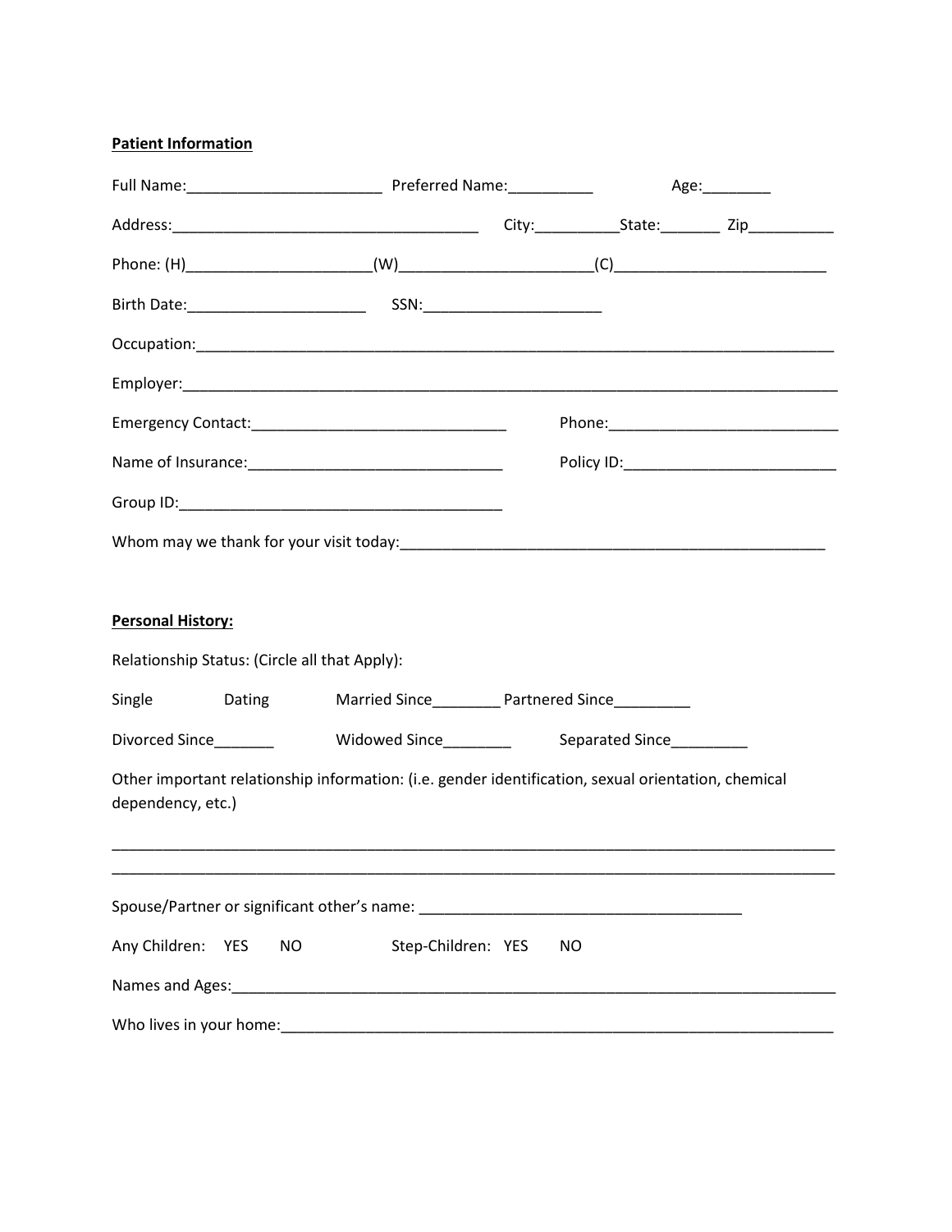**Patient Information**

Full Name:______________________ Preferred Name:__________ Age:________

Address:___________________________________ City:__________State:_______ Zip__________

Phone: (H)____________________(W)_____________________(C)_______________________

Birth Date:____________________ SSN:____________________

Occupation:_______________________________________________________________________

Employer:_________________________________________________________________________

Emergency Contact:_____________________________ Phone:__________________________

Name of Insurance:_____________________________ Policy ID:________________________

Group ID:_____________________________________

Whom may we thank for your visit today:_______________________________________________

**Personal History:**

Relationship Status: (Circle all that Apply):

Single Dating Married Since________ Partnered Since_________

Divorced Since_______ Widowed Since________ Separated Since_________

Other important relationship information: (i.e. gender identification, sexual orientation, chemical dependency, etc.)

__________________________________________________________________________________

__________________________________________________________________________________

Spouse/Partner or significant other's name: _____________________________________

Any Children: YES NO Step-Children: YES NO

Names and Ages:____________________________________________________________________

Who lives in your home:_____________________________________________________________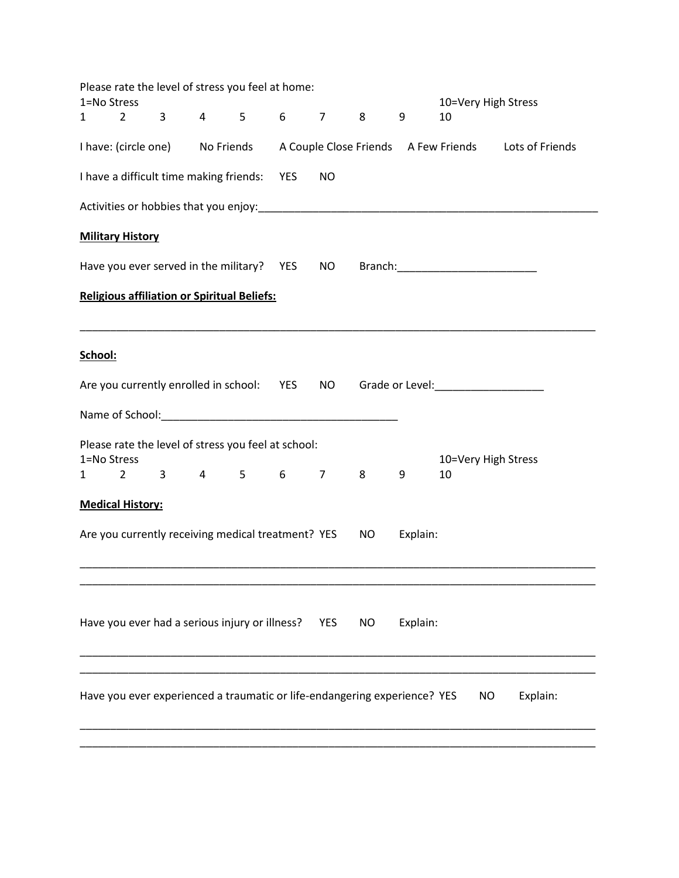Please rate the level of stress you feel at home:

1=No Stress 10=Very High Stress

1 2 3 4 5 6 7 8 9 10

I have: (circle one) No Friends A Couple Close Friends A Few Friends Lots of Friends

I have a difficult time making friends: YES NO

Activities or hobbies that you enjoy:___________________________________________________________

**Military History**

Have you ever served in the military? YES NO Branch:_______________________

**Religious affiliation or Spiritual Beliefs:**

_________________________________________________________________________________________

**School:**

Are you currently enrolled in school: YES NO Grade or Level:__________________

Name of School:_______________________________________

Please rate the level of stress you feel at school:

1=No Stress 10=Very High Stress

1 2 3 4 5 6 7 8 9 10

**Medical History:**

Are you currently receiving medical treatment? YES NO Explain:

_________________________________________________________________________________________

_________________________________________________________________________________________

Have you ever had a serious injury or illness? YES NO Explain:

_________________________________________________________________________________________

_________________________________________________________________________________________

Have you ever experienced a traumatic or life-endangering experience? YES NO Explain:

_________________________________________________________________________________________

_________________________________________________________________________________________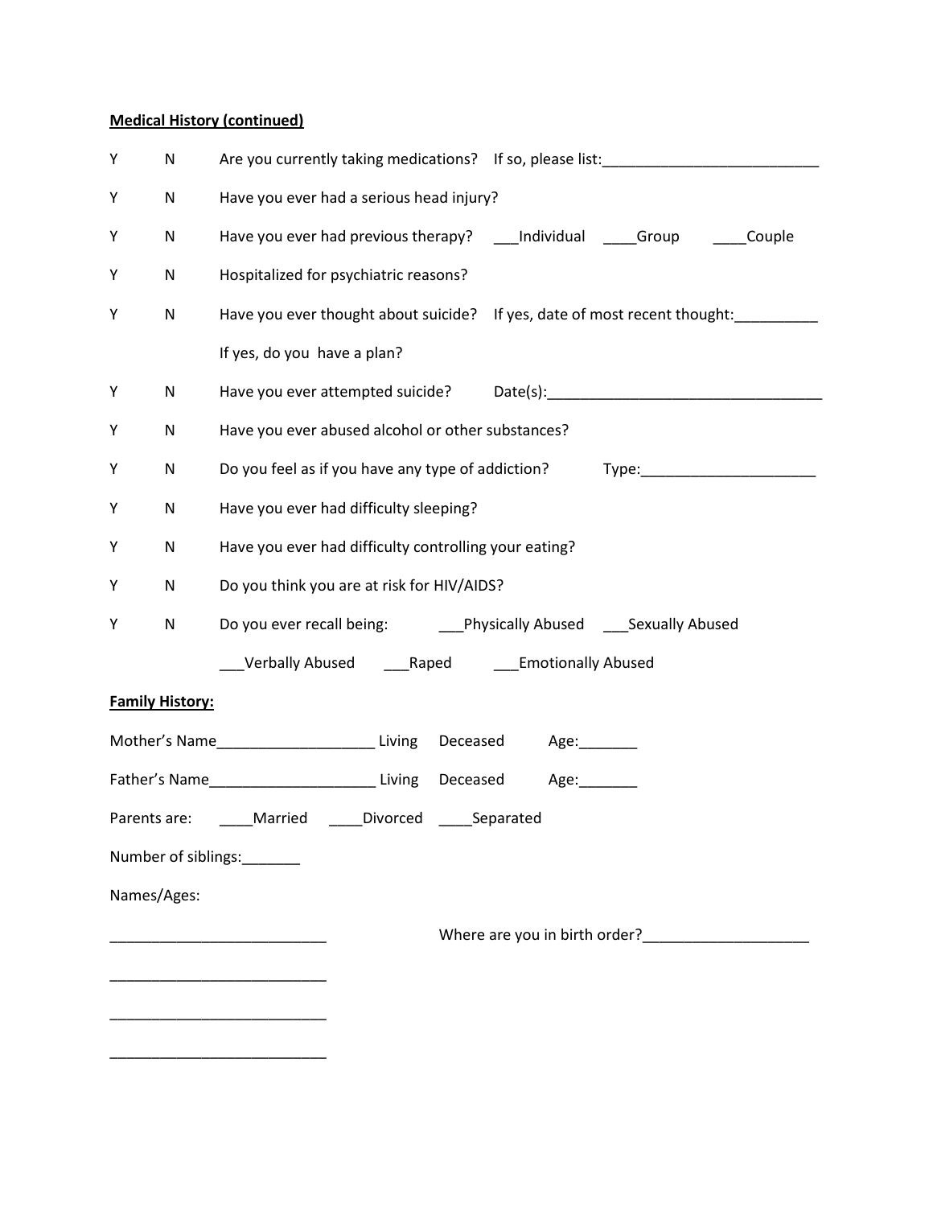**Medical History (continued)**

Y N Are you currently taking medications? If so, please list:__________________________

Y N Have you ever had a serious head injury?

Y N Have you ever had previous therapy? ___Individual ____Group ____Couple

Y N Hospitalized for psychiatric reasons?

Y N Have you ever thought about suicide? If yes, date of most recent thought:__________

If yes, do you have a plan?

Y N Have you ever attempted suicide? Date(s):_________________________________

Y N Have you ever abused alcohol or other substances?

Y N Do you feel as if you have any type of addiction? Type:_____________________

Y N Have you ever had difficulty sleeping?

Y N Have you ever had difficulty controlling your eating?

Y N Do you think you are at risk for HIV/AIDS?

Y N Do you ever recall being: ___Physically Abused ___Sexually Abused

___Verbally Abused ___Raped ___Emotionally Abused

**Family History:**

Mother's Name___________________ Living Deceased Age:_______

Father's Name____________________ Living Deceased Age:_______

Parents are: ____Married ____Divorced ____Separated

Number of siblings:_______

Names/Ages:

__________________________ Where are you in birth order?____________________

__________________________

__________________________

__________________________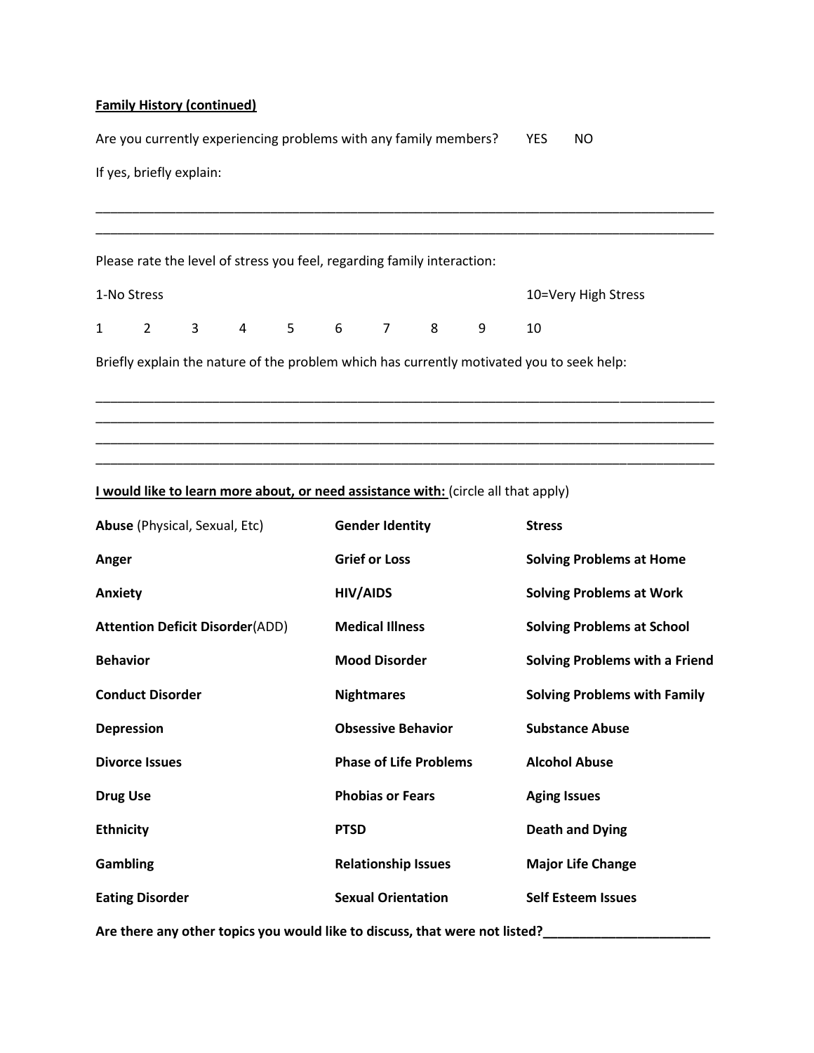**Family History (continued)**

Are you currently experiencing problems with any family members? YES NO

If yes, briefly explain:

_______________________________________________________________________________________

_______________________________________________________________________________________

Please rate the level of stress you feel, regarding family interaction:

1-No Stress 10=Very High Stress

1 2 3 4 5 6 7 8 9 10

Briefly explain the nature of the problem which has currently motivated you to seek help:

_______________________________________________________________________________________

_______________________________________________________________________________________

_______________________________________________________________________________________

_______________________________________________________________________________________

**I would like to learn more about, or need assistance with:** (circle all that apply)

| | | |
|---|---|---|
| **Abuse** (Physical, Sexual, Etc) | **Gender Identity** | **Stress** |
| **Anger** | **Grief or Loss** | **Solving Problems at Home** |
| **Anxiety** | **HIV/AIDS** | **Solving Problems at Work** |
| **Attention Deficit Disorder**(ADD) | **Medical Illness** | **Solving Problems at School** |
| **Behavior** | **Mood Disorder** | **Solving Problems with a Friend** |
| **Conduct Disorder** | **Nightmares** | **Solving Problems with Family** |
| **Depression** | **Obsessive Behavior** | **Substance Abuse** |
| **Divorce Issues** | **Phase of Life Problems** | **Alcohol Abuse** |
| **Drug Use** | **Phobias or Fears** | **Aging Issues** |
| **Ethnicity** | **PTSD** | **Death and Dying** |
| **Gambling** | **Relationship Issues** | **Major Life Change** |
| **Eating Disorder** | **Sexual Orientation** | **Self Esteem Issues** |

**Are there any other topics you would like to discuss, that were not listed?_______________________**